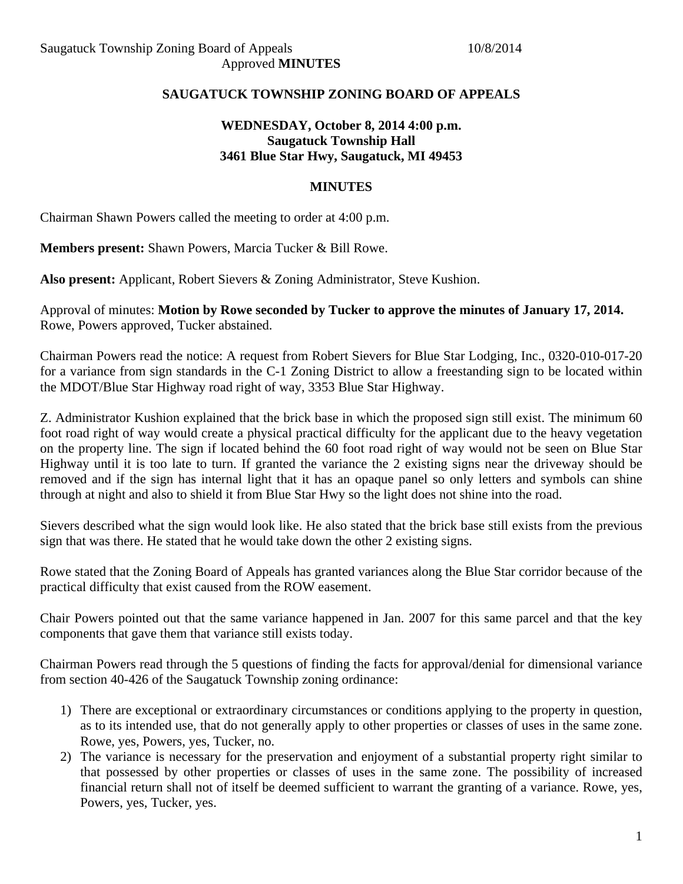# SAUGATUCK TOWNSHIP ZONING BOARD OF APPEALS

**WEDNESDAY, October 8, 2014 4:00 p.m.**
**Saugatuck Township Hall**
**3461 Blue Star Hwy, Saugatuck, MI 49453**

## MINUTES

Chairman Shawn Powers called the meeting to order at 4:00 p.m.

**Members present:** Shawn Powers, Marcia Tucker & Bill Rowe.

**Also present:** Applicant, Robert Sievers & Zoning Administrator, Steve Kushion.

Approval of minutes: **Motion by Rowe seconded by Tucker to approve the minutes of January 17, 2014.** Rowe, Powers approved, Tucker abstained.

Chairman Powers read the notice: A request from Robert Sievers for Blue Star Lodging, Inc., 0320-010-017-20 for a variance from sign standards in the C-1 Zoning District to allow a freestanding sign to be located within the MDOT/Blue Star Highway road right of way, 3353 Blue Star Highway.

Z. Administrator Kushion explained that the brick base in which the proposed sign still exist. The minimum 60 foot road right of way would create a physical practical difficulty for the applicant due to the heavy vegetation on the property line. The sign if located behind the 60 foot road right of way would not be seen on Blue Star Highway until it is too late to turn. If granted the variance the 2 existing signs near the driveway should be removed and if the sign has internal light that it has an opaque panel so only letters and symbols can shine through at night and also to shield it from Blue Star Hwy so the light does not shine into the road.

Sievers described what the sign would look like. He also stated that the brick base still exists from the previous sign that was there. He stated that he would take down the other 2 existing signs.

Rowe stated that the Zoning Board of Appeals has granted variances along the Blue Star corridor because of the practical difficulty that exist caused from the ROW easement.

Chair Powers pointed out that the same variance happened in Jan. 2007 for this same parcel and that the key components that gave them that variance still exists today.

Chairman Powers read through the 5 questions of finding the facts for approval/denial for dimensional variance from section 40-426 of the Saugatuck Township zoning ordinance:

1) There are exceptional or extraordinary circumstances or conditions applying to the property in question, as to its intended use, that do not generally apply to other properties or classes of uses in the same zone. Rowe, yes, Powers, yes, Tucker, no.
2) The variance is necessary for the preservation and enjoyment of a substantial property right similar to that possessed by other properties or classes of uses in the same zone. The possibility of increased financial return shall not of itself be deemed sufficient to warrant the granting of a variance. Rowe, yes, Powers, yes, Tucker, yes.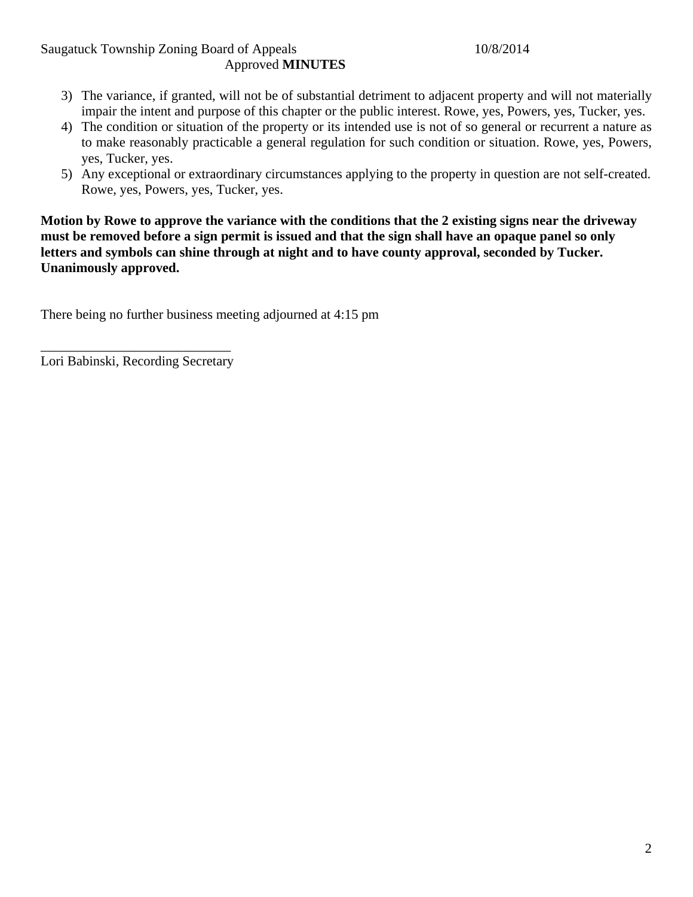3) The variance, if granted, will not be of substantial detriment to adjacent property and will not materially impair the intent and purpose of this chapter or the public interest. Rowe, yes, Powers, yes, Tucker, yes.
4) The condition or situation of the property or its intended use is not of so general or recurrent a nature as to make reasonably practicable a general regulation for such condition or situation. Rowe, yes, Powers, yes, Tucker, yes.
5) Any exceptional or extraordinary circumstances applying to the property in question are not self-created. Rowe, yes, Powers, yes, Tucker, yes.

**Motion by Rowe to approve the variance with the conditions that the 2 existing signs near the driveway must be removed before a sign permit is issued and that the sign shall have an opaque panel so only letters and symbols can shine through at night and to have county approval, seconded by Tucker. Unanimously approved.**

There being no further business meeting adjourned at 4:15 pm

___________________________

Lori Babinski, Recording Secretary